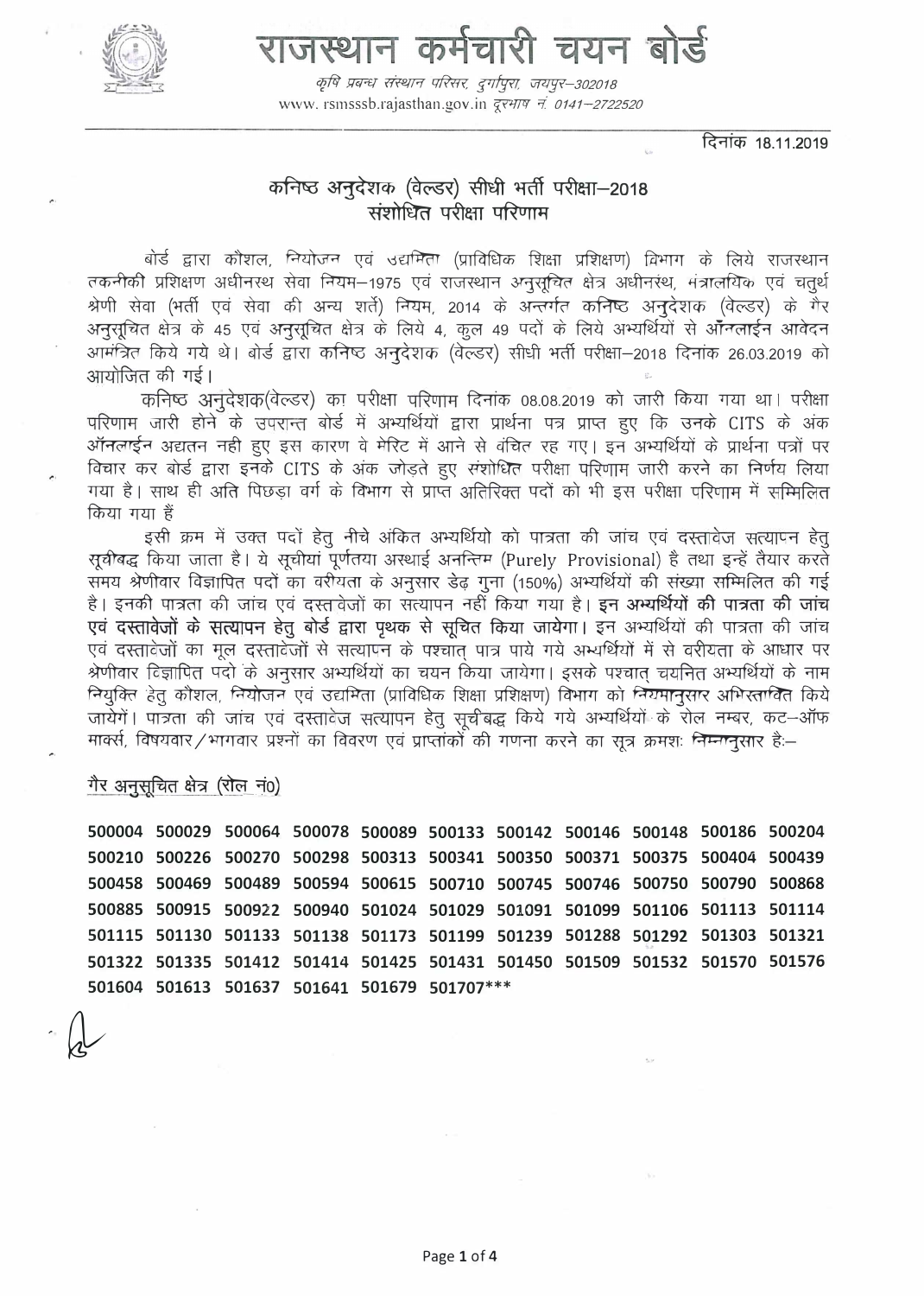# राजस्थान कर्मचारी चयन बोर्ड

*कृषि प्रबन्ध संस्थान परिसर, दुर्गापुरा, जयपुर–302018*
www. rsmsssb.rajasthan.gov.in *दूरभाष नं. 0141–2722520*

दिनांक 18.11.2019

## कनिष्ठ अनुदेशक (वेल्डर) सीधी भर्ती परीक्षा–2018
## संशोधित परीक्षा परिणाम

बोर्ड द्वारा कौशल, नियोजन एवं उद्यमिता (प्राविधिक शिक्षा प्रशिक्षण) विभाग के लिये राजस्थान तकनीकी प्रशिक्षण अधीनस्थ सेवा नियम–1975 एवं राजस्थान अनुसूचित क्षेत्र अधीनस्थ, मंत्रालयिक एवं चतुर्थ श्रेणी सेवा (भर्ती एवं सेवा की अन्य शर्तें) नियम, 2014 के अन्तर्गत कनिष्ठ अनुदेशक (वेल्डर) के गैर अनुसूचित क्षेत्र के 45 एवं अनुसूचित क्षेत्र के लिये 4, कुल 49 पदों के लिये अभ्यर्थियों से ऑनलाईन आवेदन आमंत्रित किये गये थे। बोर्ड द्वारा कनिष्ठ अनुदेशक (वेल्डर) सीधी भर्ती परीक्षा–2018 दिनांक 26.03.2019 को आयोजित की गई।

कनिष्ठ अनुदेशक(वेल्डर) का परीक्षा परिणाम दिनांक 08.08.2019 को जारी किया गया था। परीक्षा परिणाम जारी होने के उपरान्त बोर्ड में अभ्यर्थियों द्वारा प्रार्थना पत्र प्राप्त हुए कि उनके CITS के अंक ऑनलाईन अद्यतन नही हुए इस कारण वे मेरिट में आने से वंचित रह गए। इन अभ्यर्थियों के प्रार्थना पत्रों पर विचार कर बोर्ड द्वारा इनके CITS के अंक जोड़ते हुए संशोधित परीक्षा परिणाम जारी करने का निर्णय लिया गया है। साथ ही अति पिछड़ा वर्ग के विभाग से प्राप्त अतिरिक्त पदों को भी इस परीक्षा परिणाम में सम्मिलित किया गया हैं

इसी क्रम में उक्त पदों हेतु नीचे अंकित अभ्यर्थियो को पात्रता की जांच एवं दस्तावेज सत्यापन हेतु सूचीबद्ध किया जाता है। ये सूचीयां पूर्णतया अस्थाई अनन्तिम (Purely Provisional) है तथा इन्हें तैयार करते समय श्रेणीवार विज्ञापित पदों का वरीयता के अनुसार डेढ़ गुना (150%) अभ्यर्थियों की संख्या सम्मिलित की गई है। इनकी पात्रता की जांच एवं दस्तावेजों का सत्यापन नहीं किया गया है। **इन अभ्यर्थियों की पात्रता की जांच एवं दस्तावेजों के सत्यापन हेतु बोर्ड द्वारा पृथक से सूचित किया जायेगा।** इन अभ्यर्थियों की पात्रता की जांच एवं दस्तावेजों का मूल दस्तावेजों से सत्यापन के पश्चात् पात्र पाये गये अभ्यर्थियों में से वरीयता के आधार पर श्रेणीवार विज्ञापित पदो के अनुसार अभ्यर्थियों का चयन किया जायेगा। इसके पश्चात् चयनित अभ्यर्थियों के नाम नियुक्ति हेतु कौशल, नियोजन एवं उद्यमिता (प्राविधिक शिक्षा प्रशिक्षण) विभाग को नियमानुसार अभिस्तावित किये जायेगें। पात्रता की जांच एवं दस्तावेज सत्यापन हेतु सूचीबद्ध किये गये अभ्यर्थियों के रोल नम्बर, कट–ऑफ मार्क्स, विषयवार/भागवार प्रश्नों का विवरण एवं प्राप्तांकों की गणना करने का सूत्र क्रमशः निम्नानुसार है:–

<u>गैर अनुसूचित क्षेत्र (रोल नं0)</u>

**500004 500029 500064 500078 500089 500133 500142 500146 500148 500186 500204 500210 500226 500270 500298 500313 500341 500350 500371 500375 500404 500439 500458 500469 500489 500594 500615 500710 500745 500746 500750 500790 500868 500885 500915 500922 500940 501024 501029 501091 501099 501106 501113 501114 501115 501130 501133 501138 501173 501199 501239 501288 501292 501303 501321 501322 501335 501412 501414 501425 501431 501450 501509 501532 501570 501576 501604 501613 501637 501641 501679 501707***\***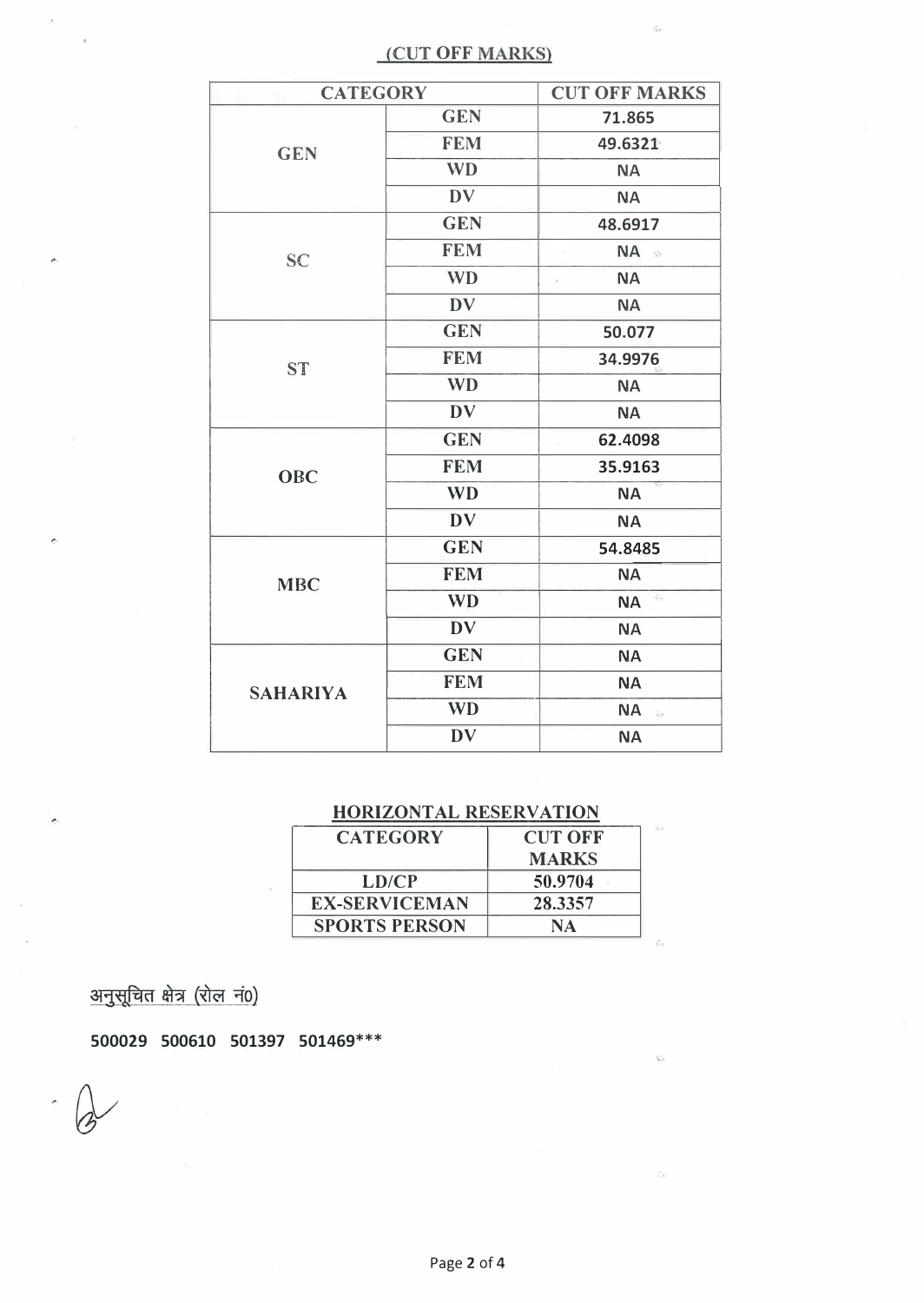## (CUT OFF MARKS)

| CATEGORY | | CUT OFF MARKS |
|---|---|---|
| GEN | GEN | 71.865 |
| | FEM | 49.6321 |
| | WD | NA |
| | DV | NA |
| SC | GEN | 48.6917 |
| | FEM | NA |
| | WD | NA |
| | DV | NA |
| ST | GEN | 50.077 |
| | FEM | 34.9976 |
| | WD | NA |
| | DV | NA |
| OBC | GEN | 62.4098 |
| | FEM | 35.9163 |
| | WD | NA |
| | DV | NA |
| MBC | GEN | 54.8485 |
| | FEM | NA |
| | WD | NA |
| | DV | NA |
| SAHARIYA | GEN | NA |
| | FEM | NA |
| | WD | NA |
| | DV | NA |

## HORIZONTAL RESERVATION

| CATEGORY | CUT OFF MARKS |
|---|---|
| LD/CP | 50.9704 |
| EX-SERVICEMAN | 28.3357 |
| SPORTS PERSON | NA |

अनुसूचित क्षेत्र (रोल नं0)

**500029 500610 501397 501469*****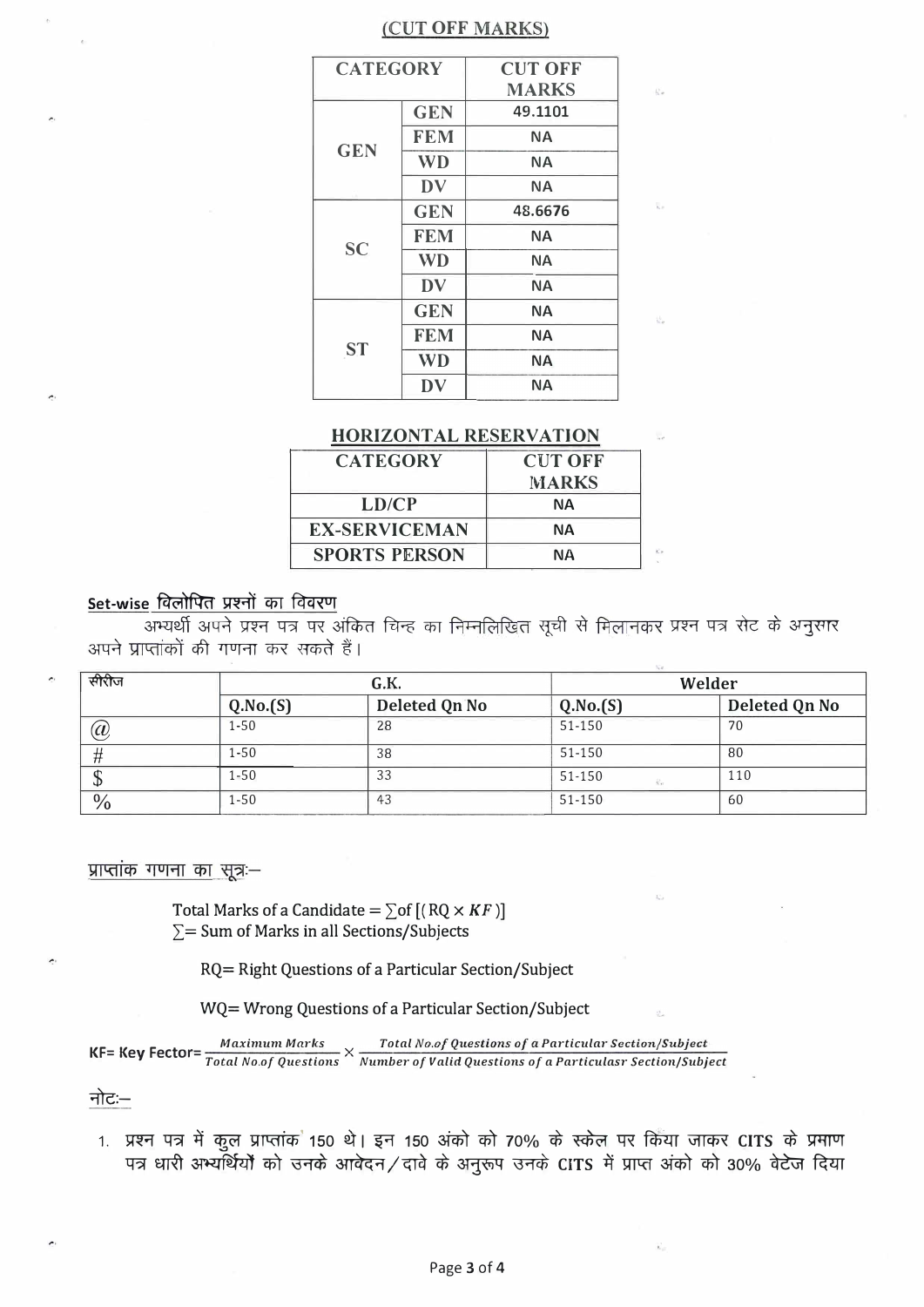## (CUT OFF MARKS)

| CATEGORY | | CUT OFF MARKS |
|---|---|---|
| GEN | GEN | 49.1101 |
| | FEM | NA |
| | WD | NA |
| | DV | NA |
| SC | GEN | 48.6676 |
| | FEM | NA |
| | WD | NA |
| | DV | NA |
| ST | GEN | NA |
| | FEM | NA |
| | WD | NA |
| | DV | NA |

## HORIZONTAL RESERVATION

| CATEGORY | CUT OFF MARKS |
|---|---|
| LD/CP | NA |
| EX-SERVICEMAN | NA |
| SPORTS PERSON | NA |

**Set-wise विलोपित प्रश्नों का विवरण**

अभ्यर्थी अपने प्रश्न पत्र पर अंकित चिन्ह का निम्नलिखित सूची से मिलानकर प्रश्न पत्र सेट के अनुसार अपने प्राप्तांकों की गणना कर सकते हैं।

| सीरीज | G.K. | | Welder | |
|---|---|---|---|---|
| | Q.No.(S) | Deleted Qn No | Q.No.(S) | Deleted Qn No |
| @ | 1-50 | 28 | 51-150 | 70 |
| # | 1-50 | 38 | 51-150 | 80 |
| $ | 1-50 | 33 | 51-150 | 110 |
| % | 1-50 | 43 | 51-150 | 60 |

प्राप्तांक गणना का सूत्रः–

Total Marks of a Candidate $= \sum \text{of} \left[ (RQ \times KF) \right]$

$\sum$= Sum of Marks in all Sections/Subjects

RQ= Right Questions of a Particular Section/Subject

WQ= Wrong Questions of a Particular Section/Subject

$$KF = \text{Key Fector} = \frac{\textit{Maximum Marks}}{\textit{Total No.of Questions}} \times \frac{\textit{Total No.of Questions of a Particular Section/Subject}}{\textit{Number of Valid Questions of a Particulasr Section/Subject}}$$

नोटः–

1. प्रश्न पत्र में कुल प्राप्तांक 150 थे। इन 150 अंको को 70% के स्केल पर किया जाकर **CITS** के प्रमाण पत्र धारी अभ्यर्थियों को उनके आवेदन/दावे के अनुरूप उनके **CITS** में प्राप्त अंको को 30% वेटेज दिया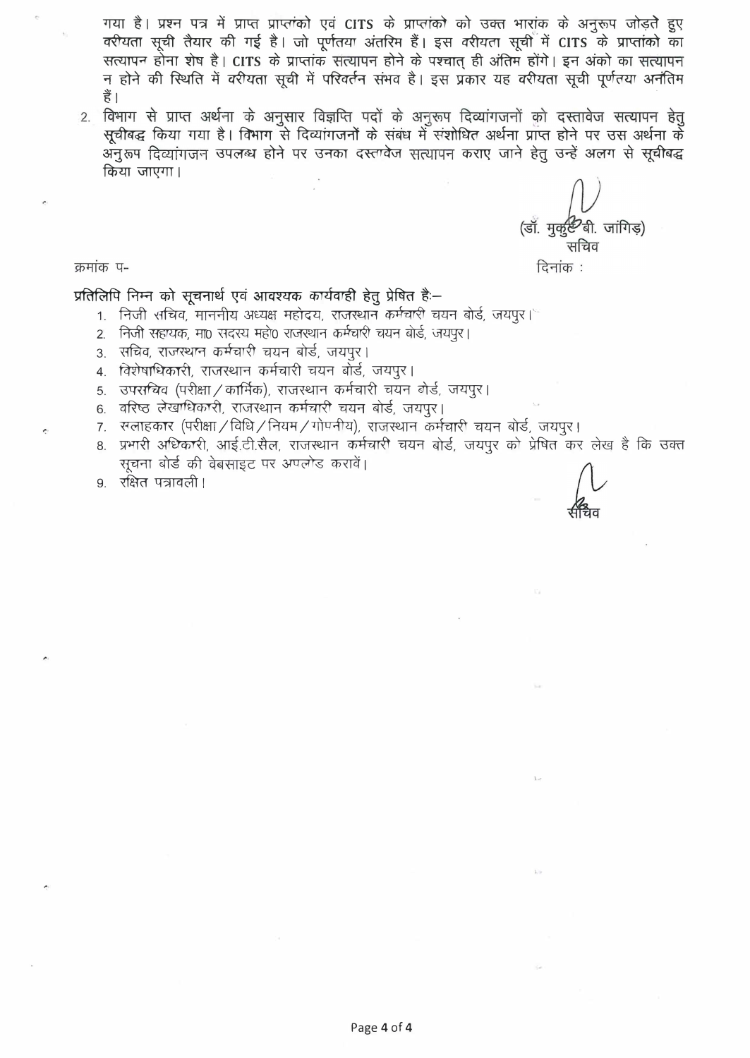गया है। प्रश्न पत्र में प्राप्त प्राप्तांको एवं CITS के प्राप्तांको को उक्त भारांक के अनुरूप जोड़ते हुए वरीयता सूची तैयार की गई है। जो पूर्णतया अंतरिम हैं। इस वरीयता सूची में CITS के प्राप्तांको का सत्यापन होना शेष है। CITS के प्राप्तांक सत्यापन होने के पश्चात् ही अंतिम होंगे। इन अंको का सत्यापन न होने की स्थिति में वरीयता सूची में परिवर्तन संभव है। इस प्रकार यह वरीयता सूची पूर्णतया अनंतिम हैं।

2. विभाग से प्राप्त अर्थना के अनुसार विज्ञप्ति पदों के अनुरूप दिव्यांगजनों को दस्तावेज सत्यापन हेतु सूचीबद्ध किया गया है। विभाग से दिव्यांगजनों के संबंध में संशोधित अर्थना प्राप्त होने पर उस अर्थना के अनुरूप दिव्यांगजन उपलब्ध होने पर उनका दस्तावेज सत्यापन कराए जाने हेतु उन्हें अलग से सूचीबद्ध किया जाएगा।

(डॉ. मुकुट बी. जांगिड़)
सचिव

क्रमांक प-

दिनांक :

**प्रतिलिपि निम्न को सूचनार्थ एवं आवश्यक कार्यवाही हेतु प्रेषित है:–**

1. निजी सचिव, माननीय अध्यक्ष महोदय, राजस्थान कर्मचारी चयन बोर्ड, जयपुर।
2. निजी सहायक, मा0 सदस्य महो0 राजस्थान कर्मचारी चयन बोर्ड, जयपुर।
3. सचिव, राजस्थान कर्मचारी चयन बोर्ड, जयपुर।
4. विशेषाधिकारी, राजस्थान कर्मचारी चयन बोर्ड, जयपुर।
5. उपसचिव (परीक्षा / कार्मिक), राजस्थान कर्मचारी चयन बोर्ड, जयपुर।
6. वरिष्ठ लेखाधिकारी, राजस्थान कर्मचारी चयन बोर्ड, जयपुर।
7. सलाहकार (परीक्षा / विधि / नियम / गोपनीय), राजस्थान कर्मचारी चयन बोर्ड, जयपुर।
8. प्रभारी अधिकारी, आई.टी.सैल, राजस्थान कर्मचारी चयन बोर्ड, जयपुर को प्रेषित कर लेख है कि उक्त सूचना बोर्ड की वेबसाइट पर अपलोड करावें।
9. रक्षित पत्रावली।

सचिव